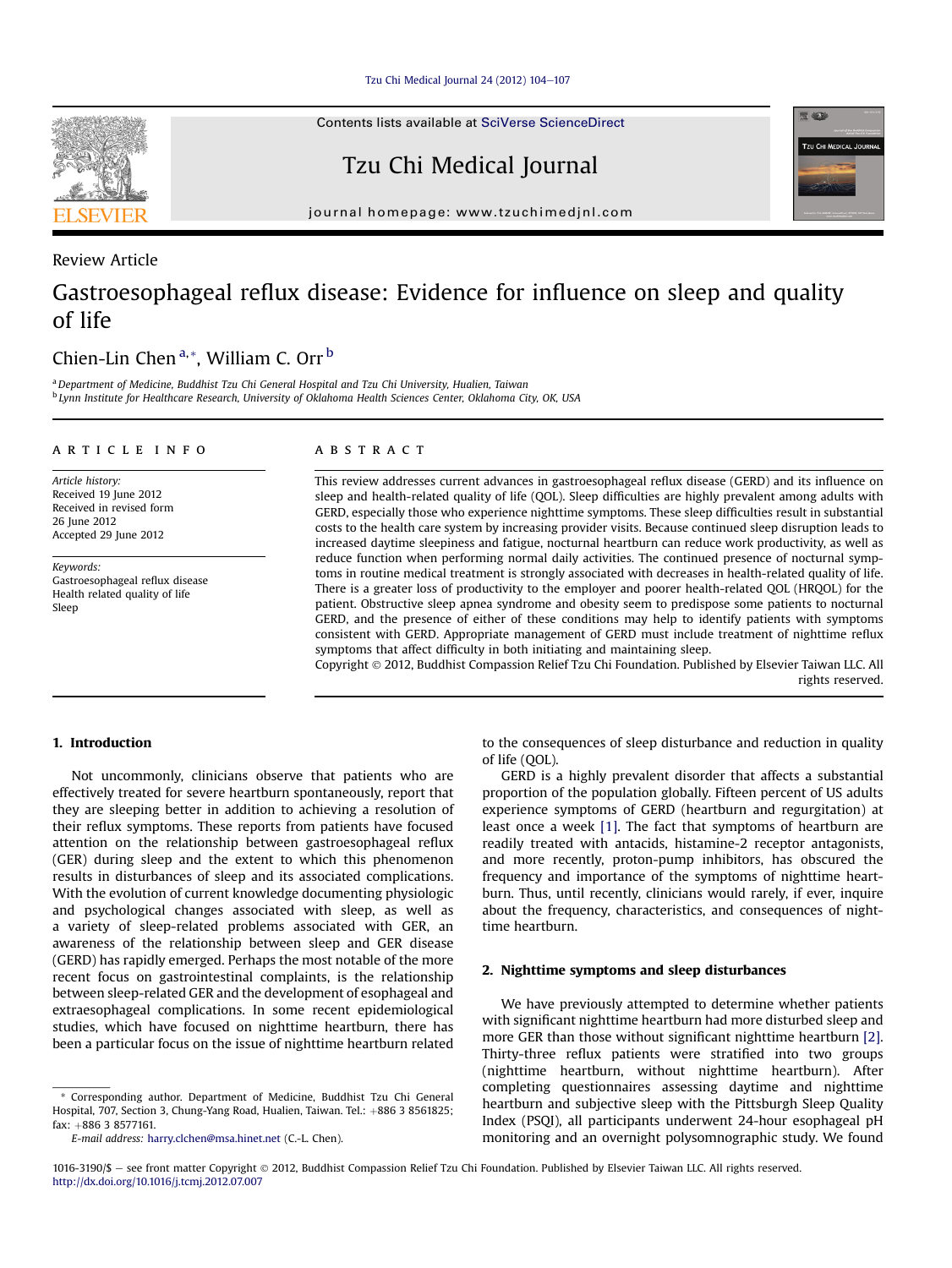Review Article

# Gastroesophageal reflux disease: Evidence for influence on sleep and quality of life

Chien-Lin Chen [a,*], William C. Orr [b]

[a] Department of Medicine, Buddhist Tzu Chi General Hospital and Tzu Chi University, Hualien, Taiwan
[b] Lynn Institute for Healthcare Research, University of Oklahoma Health Sciences Center, Oklahoma City, OK, USA

ARTICLE INFO

*Article history:*
Received 19 June 2012
Received in revised form 26 June 2012
Accepted 29 June 2012

*Keywords:*
Gastroesophageal reflux disease
Health related quality of life
Sleep

ABSTRACT

This review addresses current advances in gastroesophageal reflux disease (GERD) and its influence on sleep and health-related quality of life (QOL). Sleep difficulties are highly prevalent among adults with GERD, especially those who experience nighttime symptoms. These sleep difficulties result in substantial costs to the health care system by increasing provider visits. Because continued sleep disruption leads to increased daytime sleepiness and fatigue, nocturnal heartburn can reduce work productivity, as well as reduce function when performing normal daily activities. The continued presence of nocturnal symptoms in routine medical treatment is strongly associated with decreases in health-related quality of life. There is a greater loss of productivity to the employer and poorer health-related QOL (HRQOL) for the patient. Obstructive sleep apnea syndrome and obesity seem to predispose some patients to nocturnal GERD, and the presence of either of these conditions may help to identify patients with symptoms consistent with GERD. Appropriate management of GERD must include treatment of nighttime reflux symptoms that affect difficulty in both initiating and maintaining sleep.

Copyright © 2012, Buddhist Compassion Relief Tzu Chi Foundation. Published by Elsevier Taiwan LLC. All rights reserved.

## 1. Introduction

Not uncommonly, clinicians observe that patients who are effectively treated for severe heartburn spontaneously, report that they are sleeping better in addition to achieving a resolution of their reflux symptoms. These reports from patients have focused attention on the relationship between gastroesophageal reflux (GER) during sleep and the extent to which this phenomenon results in disturbances of sleep and its associated complications. With the evolution of current knowledge documenting physiologic and psychological changes associated with sleep, as well as a variety of sleep-related problems associated with GER, an awareness of the relationship between sleep and GER disease (GERD) has rapidly emerged. Perhaps the most notable of the more recent focus on gastrointestinal complaints, is the relationship between sleep-related GER and the development of esophageal and extraesophageal complications. In some recent epidemiological studies, which have focused on nighttime heartburn, there has been a particular focus on the issue of nighttime heartburn related to the consequences of sleep disturbance and reduction in quality of life (QOL).

GERD is a highly prevalent disorder that affects a substantial proportion of the population globally. Fifteen percent of US adults experience symptoms of GERD (heartburn and regurgitation) at least once a week [1]. The fact that symptoms of heartburn are readily treated with antacids, histamine-2 receptor antagonists, and more recently, proton-pump inhibitors, has obscured the frequency and importance of the symptoms of nighttime heartburn. Thus, until recently, clinicians would rarely, if ever, inquire about the frequency, characteristics, and consequences of nighttime heartburn.

## 2. Nighttime symptoms and sleep disturbances

We have previously attempted to determine whether patients with significant nighttime heartburn had more disturbed sleep and more GER than those without significant nighttime heartburn [2]. Thirty-three reflux patients were stratified into two groups (nighttime heartburn, without nighttime heartburn). After completing questionnaires assessing daytime and nighttime heartburn and subjective sleep with the Pittsburgh Sleep Quality Index (PSQI), all participants underwent 24-hour esophageal pH monitoring and an overnight polysomnographic study. We found

* Corresponding author. Department of Medicine, Buddhist Tzu Chi General Hospital, 707, Section 3, Chung-Yang Road, Hualien, Taiwan. Tel.: +886 3 8561825; fax: +886 3 8577161.
*E-mail address:* harry.clchen@msa.hinet.net (C.-L. Chen).

1016-3190/$ – see front matter Copyright © 2012, Buddhist Compassion Relief Tzu Chi Foundation. Published by Elsevier Taiwan LLC. All rights reserved.
http://dx.doi.org/10.1016/j.tcmj.2012.07.007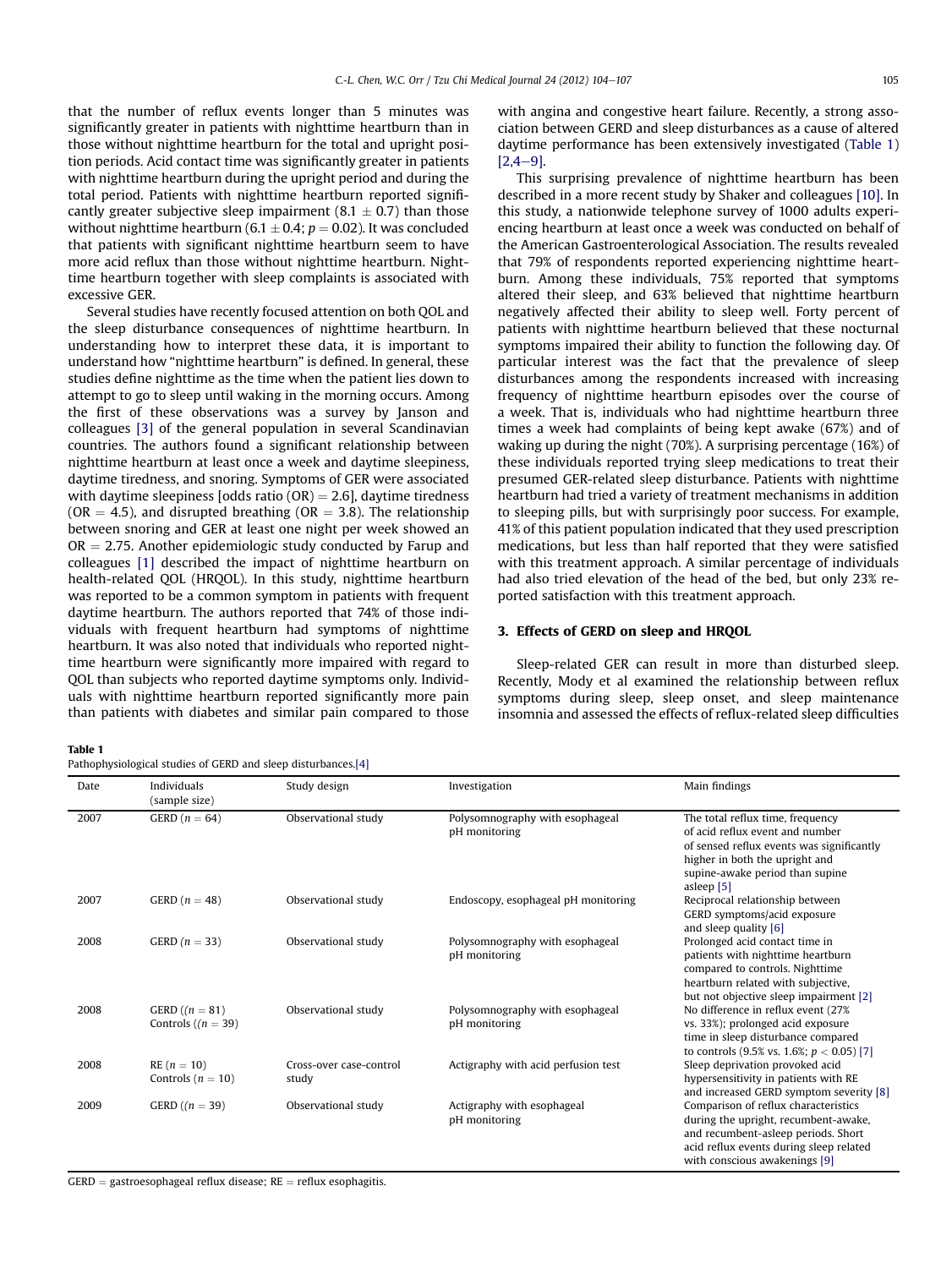that the number of reflux events longer than 5 minutes was significantly greater in patients with nighttime heartburn than in those without nighttime heartburn for the total and upright position periods. Acid contact time was significantly greater in patients with nighttime heartburn during the upright period and during the total period. Patients with nighttime heartburn reported significantly greater subjective sleep impairment ($8.1 \pm 0.7$) than those without nighttime heartburn ($6.1 \pm 0.4$; $p = 0.02$). It was concluded that patients with significant nighttime heartburn seem to have more acid reflux than those without nighttime heartburn. Nighttime heartburn together with sleep complaints is associated with excessive GER.

Several studies have recently focused attention on both QOL and the sleep disturbance consequences of nighttime heartburn. In understanding how to interpret these data, it is important to understand how "nighttime heartburn" is defined. In general, these studies define nighttime as the time when the patient lies down to attempt to go to sleep until waking in the morning occurs. Among the first of these observations was a survey by Janson and colleagues [3] of the general population in several Scandinavian countries. The authors found a significant relationship between nighttime heartburn at least once a week and daytime sleepiness, daytime tiredness, and snoring. Symptoms of GER were associated with daytime sleepiness [odds ratio (OR) = 2.6], daytime tiredness (OR = 4.5), and disrupted breathing (OR = 3.8). The relationship between snoring and GER at least one night per week showed an OR = 2.75. Another epidemiologic study conducted by Farup and colleagues [1] described the impact of nighttime heartburn on health-related QOL (HRQOL). In this study, nighttime heartburn was reported to be a common symptom in patients with frequent daytime heartburn. The authors reported that 74% of those individuals with frequent heartburn had symptoms of nighttime heartburn. It was also noted that individuals who reported nighttime heartburn were significantly more impaired with regard to QOL than subjects who reported daytime symptoms only. Individuals with nighttime heartburn reported significantly more pain than patients with diabetes and similar pain compared to those with angina and congestive heart failure. Recently, a strong association between GERD and sleep disturbances as a cause of altered daytime performance has been extensively investigated (Table 1) [2,4–9].

This surprising prevalence of nighttime heartburn has been described in a more recent study by Shaker and colleagues [10]. In this study, a nationwide telephone survey of 1000 adults experiencing heartburn at least once a week was conducted on behalf of the American Gastroenterological Association. The results revealed that 79% of respondents reported experiencing nighttime heartburn. Among these individuals, 75% reported that symptoms altered their sleep, and 63% believed that nighttime heartburn negatively affected their ability to sleep well. Forty percent of patients with nighttime heartburn believed that these nocturnal symptoms impaired their ability to function the following day. Of particular interest was the fact that the prevalence of sleep disturbances among the respondents increased with increasing frequency of nighttime heartburn episodes over the course of a week. That is, individuals who had nighttime heartburn three times a week had complaints of being kept awake (67%) and of waking up during the night (70%). A surprising percentage (16%) of these individuals reported trying sleep medications to treat their presumed GER-related sleep disturbance. Patients with nighttime heartburn had tried a variety of treatment mechanisms in addition to sleeping pills, but with surprisingly poor success. For example, 41% of this patient population indicated that they used prescription medications, but less than half reported that they were satisfied with this treatment approach. A similar percentage of individuals had also tried elevation of the head of the bed, but only 23% reported satisfaction with this treatment approach.

## 3. Effects of GERD on sleep and HRQOL

Sleep-related GER can result in more than disturbed sleep. Recently, Mody et al examined the relationship between reflux symptoms during sleep, sleep onset, and sleep maintenance insomnia and assessed the effects of reflux-related sleep difficulties

**Table 1**
Pathophysiological studies of GERD and sleep disturbances.[4]

| Date | Individuals (sample size) | Study design | Investigation | Main findings |
|---|---|---|---|---|
| 2007 | GERD ($n = 64$) | Observational study | Polysomnography with esophageal pH monitoring | The total reflux time, frequency of acid reflux event and number of sensed reflux events was significantly higher in both the upright and supine-awake period than supine asleep [5] |
| 2007 | GERD ($n = 48$) | Observational study | Endoscopy, esophageal pH monitoring | Reciprocal relationship between GERD symptoms/acid exposure and sleep quality [6] |
| 2008 | GERD ($n = 33$) | Observational study | Polysomnography with esophageal pH monitoring | Prolonged acid contact time in patients with nighttime heartburn compared to controls. Nighttime heartburn related with subjective, but not objective sleep impairment [2] |
| 2008 | GERD (($n = 81$) Controls (($n = 39$) | Observational study | Polysomnography with esophageal pH monitoring | No difference in reflux event (27% vs. 33%); prolonged acid exposure time in sleep disturbance compared to controls (9.5% vs. 1.6%; $p < 0.05$) [7] |
| 2008 | RE ($n = 10$) Controls ($n = 10$) | Cross-over case-control study | Actigraphy with acid perfusion test | Sleep deprivation provoked acid hypersensitivity in patients with RE and increased GERD symptom severity [8] |
| 2009 | GERD (($n = 39$) | Observational study | Actigraphy with esophageal pH monitoring | Comparison of reflux characteristics during the upright, recumbent-awake, and recumbent-asleep periods. Short acid reflux events during sleep related with conscious awakenings [9] |

GERD = gastroesophageal reflux disease; RE = reflux esophagitis.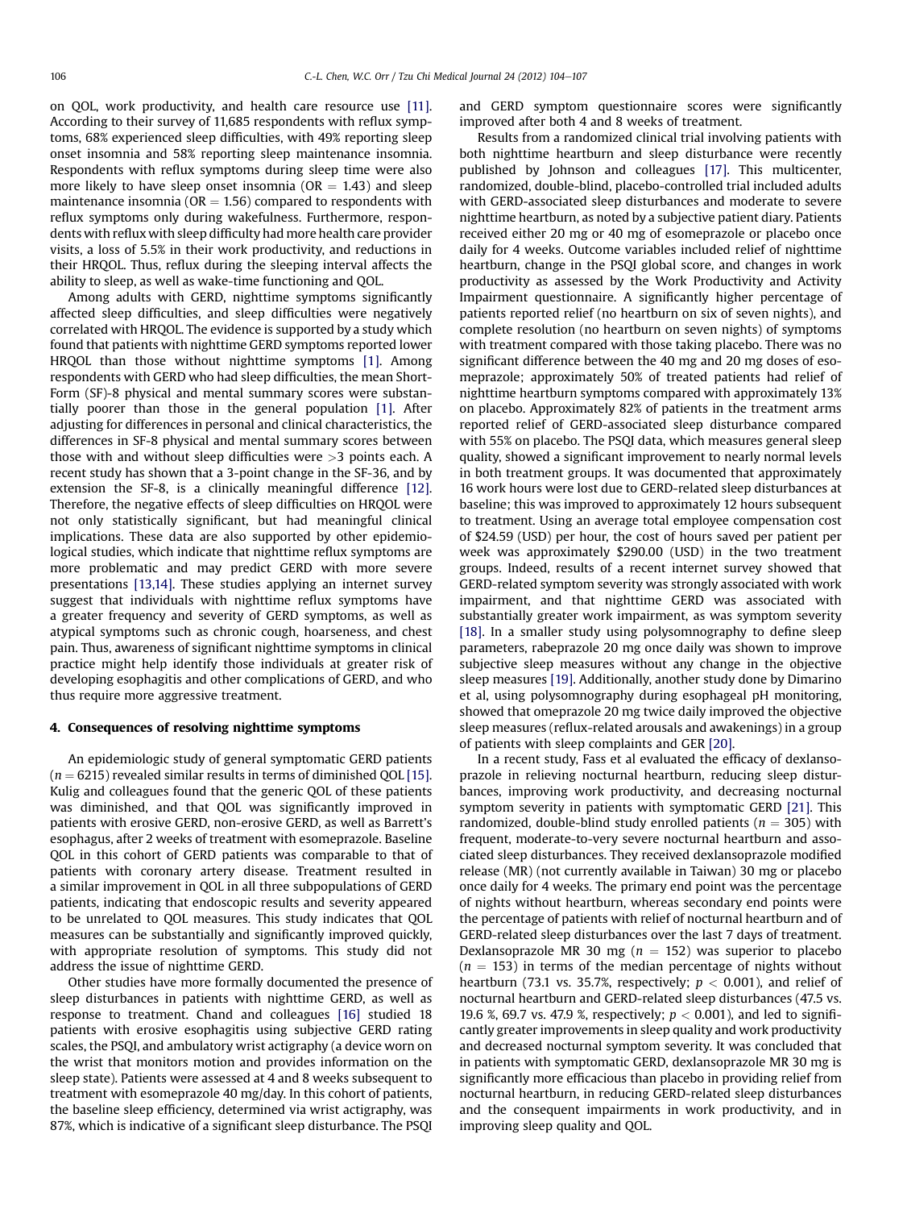on QOL, work productivity, and health care resource use [11]. According to their survey of 11,685 respondents with reflux symptoms, 68% experienced sleep difficulties, with 49% reporting sleep onset insomnia and 58% reporting sleep maintenance insomnia. Respondents with reflux symptoms during sleep time were also more likely to have sleep onset insomnia (OR = 1.43) and sleep maintenance insomnia (OR = 1.56) compared to respondents with reflux symptoms only during wakefulness. Furthermore, respondents with reflux with sleep difficulty had more health care provider visits, a loss of 5.5% in their work productivity, and reductions in their HRQOL. Thus, reflux during the sleeping interval affects the ability to sleep, as well as wake-time functioning and QOL.

Among adults with GERD, nighttime symptoms significantly affected sleep difficulties, and sleep difficulties were negatively correlated with HRQOL. The evidence is supported by a study which found that patients with nighttime GERD symptoms reported lower HRQOL than those without nighttime symptoms [1]. Among respondents with GERD who had sleep difficulties, the mean Short-Form (SF)-8 physical and mental summary scores were substantially poorer than those in the general population [1]. After adjusting for differences in personal and clinical characteristics, the differences in SF-8 physical and mental summary scores between those with and without sleep difficulties were >3 points each. A recent study has shown that a 3-point change in the SF-36, and by extension the SF-8, is a clinically meaningful difference [12]. Therefore, the negative effects of sleep difficulties on HRQOL were not only statistically significant, but had meaningful clinical implications. These data are also supported by other epidemiological studies, which indicate that nighttime reflux symptoms are more problematic and may predict GERD with more severe presentations [13,14]. These studies applying an internet survey suggest that individuals with nighttime reflux symptoms have a greater frequency and severity of GERD symptoms, as well as atypical symptoms such as chronic cough, hoarseness, and chest pain. Thus, awareness of significant nighttime symptoms in clinical practice might help identify those individuals at greater risk of developing esophagitis and other complications of GERD, and who thus require more aggressive treatment.

## 4. Consequences of resolving nighttime symptoms

An epidemiologic study of general symptomatic GERD patients ($n = 6215$) revealed similar results in terms of diminished QOL [15]. Kulig and colleagues found that the generic QOL of these patients was diminished, and that QOL was significantly improved in patients with erosive GERD, non-erosive GERD, as well as Barrett's esophagus, after 2 weeks of treatment with esomeprazole. Baseline QOL in this cohort of GERD patients was comparable to that of patients with coronary artery disease. Treatment resulted in a similar improvement in QOL in all three subpopulations of GERD patients, indicating that endoscopic results and severity appeared to be unrelated to QOL measures. This study indicates that QOL measures can be substantially and significantly improved quickly, with appropriate resolution of symptoms. This study did not address the issue of nighttime GERD.

Other studies have more formally documented the presence of sleep disturbances in patients with nighttime GERD, as well as response to treatment. Chand and colleagues [16] studied 18 patients with erosive esophagitis using subjective GERD rating scales, the PSQI, and ambulatory wrist actigraphy (a device worn on the wrist that monitors motion and provides information on the sleep state). Patients were assessed at 4 and 8 weeks subsequent to treatment with esomeprazole 40 mg/day. In this cohort of patients, the baseline sleep efficiency, determined via wrist actigraphy, was 87%, which is indicative of a significant sleep disturbance. The PSQI and GERD symptom questionnaire scores were significantly improved after both 4 and 8 weeks of treatment.

Results from a randomized clinical trial involving patients with both nighttime heartburn and sleep disturbance were recently published by Johnson and colleagues [17]. This multicenter, randomized, double-blind, placebo-controlled trial included adults with GERD-associated sleep disturbances and moderate to severe nighttime heartburn, as noted by a subjective patient diary. Patients received either 20 mg or 40 mg of esomeprazole or placebo once daily for 4 weeks. Outcome variables included relief of nighttime heartburn, change in the PSQI global score, and changes in work productivity as assessed by the Work Productivity and Activity Impairment questionnaire. A significantly higher percentage of patients reported relief (no heartburn on six of seven nights), and complete resolution (no heartburn on seven nights) of symptoms with treatment compared with those taking placebo. There was no significant difference between the 40 mg and 20 mg doses of esomeprazole; approximately 50% of treated patients had relief of nighttime heartburn symptoms compared with approximately 13% on placebo. Approximately 82% of patients in the treatment arms reported relief of GERD-associated sleep disturbance compared with 55% on placebo. The PSQI data, which measures general sleep quality, showed a significant improvement to nearly normal levels in both treatment groups. It was documented that approximately 16 work hours were lost due to GERD-related sleep disturbances at baseline; this was improved to approximately 12 hours subsequent to treatment. Using an average total employee compensation cost of $24.59 (USD) per hour, the cost of hours saved per patient per week was approximately $290.00 (USD) in the two treatment groups. Indeed, results of a recent internet survey showed that GERD-related symptom severity was strongly associated with work impairment, and that nighttime GERD was associated with substantially greater work impairment, as was symptom severity [18]. In a smaller study using polysomnography to define sleep parameters, rabeprazole 20 mg once daily was shown to improve subjective sleep measures without any change in the objective sleep measures [19]. Additionally, another study done by Dimarino et al, using polysomnography during esophageal pH monitoring, showed that omeprazole 20 mg twice daily improved the objective sleep measures (reflux-related arousals and awakenings) in a group of patients with sleep complaints and GER [20].

In a recent study, Fass et al evaluated the efficacy of dexlansoprazole in relieving nocturnal heartburn, reducing sleep disturbances, improving work productivity, and decreasing nocturnal symptom severity in patients with symptomatic GERD [21]. This randomized, double-blind study enrolled patients ($n = 305$) with frequent, moderate-to-very severe nocturnal heartburn and associated sleep disturbances. They received dexlansoprazole modified release (MR) (not currently available in Taiwan) 30 mg or placebo once daily for 4 weeks. The primary end point was the percentage of nights without heartburn, whereas secondary end points were the percentage of patients with relief of nocturnal heartburn and of GERD-related sleep disturbances over the last 7 days of treatment. Dexlansoprazole MR 30 mg ($n = 152$) was superior to placebo ($n = 153$) in terms of the median percentage of nights without heartburn (73.1 vs. 35.7%, respectively; $p < 0.001$), and relief of nocturnal heartburn and GERD-related sleep disturbances (47.5 vs. 19.6 %, 69.7 vs. 47.9 %, respectively; $p < 0.001$), and led to significantly greater improvements in sleep quality and work productivity and decreased nocturnal symptom severity. It was concluded that in patients with symptomatic GERD, dexlansoprazole MR 30 mg is significantly more efficacious than placebo in providing relief from nocturnal heartburn, in reducing GERD-related sleep disturbances and the consequent impairments in work productivity, and in improving sleep quality and QOL.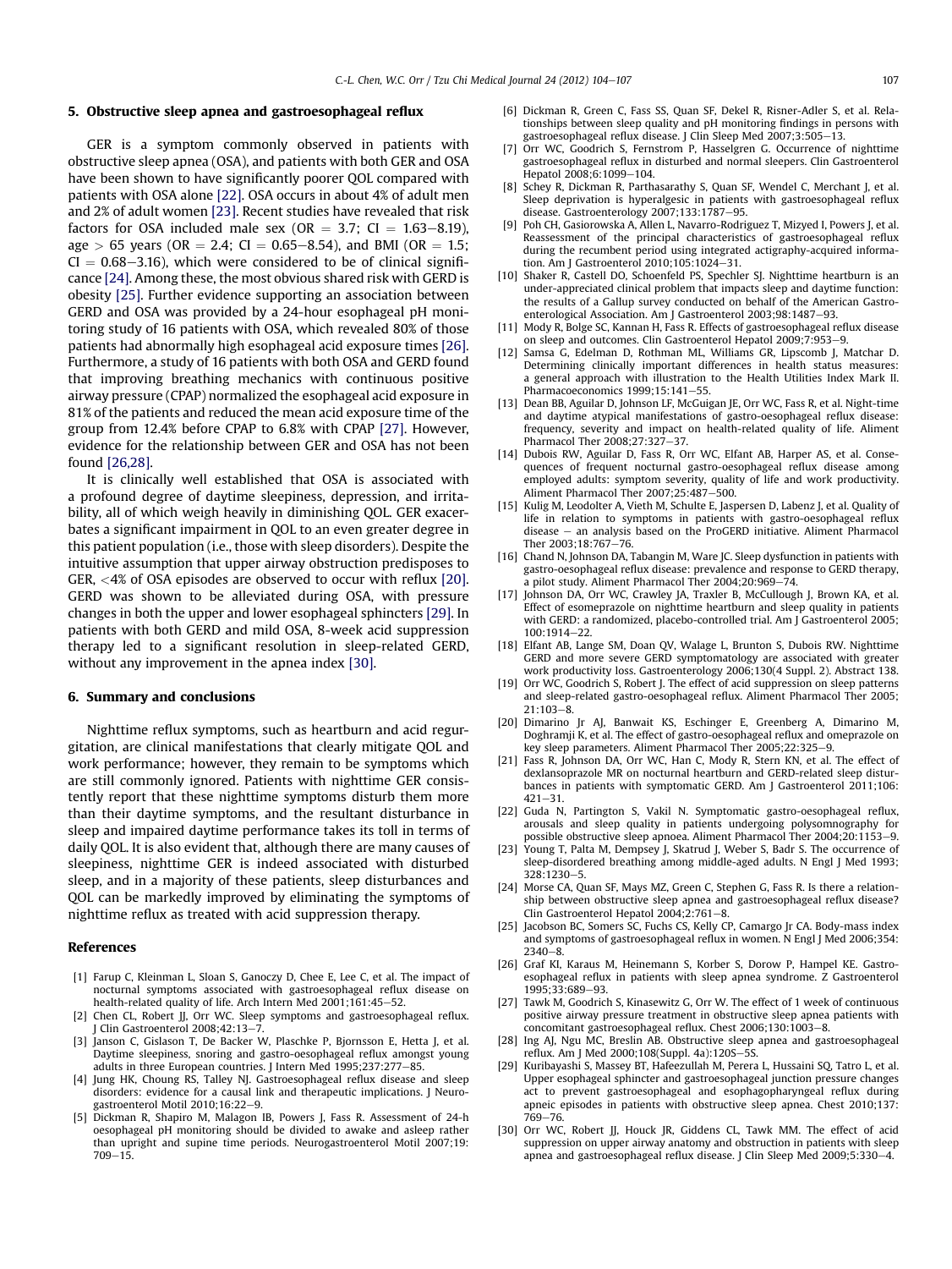## 5. Obstructive sleep apnea and gastroesophageal reflux

GER is a symptom commonly observed in patients with obstructive sleep apnea (OSA), and patients with both GER and OSA have been shown to have significantly poorer QOL compared with patients with OSA alone [22]. OSA occurs in about 4% of adult men and 2% of adult women [23]. Recent studies have revealed that risk factors for OSA included male sex (OR = 3.7; CI = 1.63–8.19), age > 65 years (OR = 2.4; CI = 0.65–8.54), and BMI (OR = 1.5; CI = 0.68–3.16), which were considered to be of clinical significance [24]. Among these, the most obvious shared risk with GERD is obesity [25]. Further evidence supporting an association between GERD and OSA was provided by a 24-hour esophageal pH monitoring study of 16 patients with OSA, which revealed 80% of those patients had abnormally high esophageal acid exposure times [26]. Furthermore, a study of 16 patients with both OSA and GERD found that improving breathing mechanics with continuous positive airway pressure (CPAP) normalized the esophageal acid exposure in 81% of the patients and reduced the mean acid exposure time of the group from 12.4% before CPAP to 6.8% with CPAP [27]. However, evidence for the relationship between GER and OSA has not been found [26,28].

It is clinically well established that OSA is associated with a profound degree of daytime sleepiness, depression, and irritability, all of which weigh heavily in diminishing QOL. GER exacerbates a significant impairment in QOL to an even greater degree in this patient population (i.e., those with sleep disorders). Despite the intuitive assumption that upper airway obstruction predisposes to GER, <4% of OSA episodes are observed to occur with reflux [20]. GERD was shown to be alleviated during OSA, with pressure changes in both the upper and lower esophageal sphincters [29]. In patients with both GERD and mild OSA, 8-week acid suppression therapy led to a significant resolution in sleep-related GERD, without any improvement in the apnea index [30].

## 6. Summary and conclusions

Nighttime reflux symptoms, such as heartburn and acid regurgitation, are clinical manifestations that clearly mitigate QOL and work performance; however, they remain to be symptoms which are still commonly ignored. Patients with nighttime GER consistently report that these nighttime symptoms disturb them more than their daytime symptoms, and the resultant disturbance in sleep and impaired daytime performance takes its toll in terms of daily QOL. It is also evident that, although there are many causes of sleepiness, nighttime GER is indeed associated with disturbed sleep, and in a majority of these patients, sleep disturbances and QOL can be markedly improved by eliminating the symptoms of nighttime reflux as treated with acid suppression therapy.

## References

[1] Farup C, Kleinman L, Sloan S, Ganoczy D, Chee E, Lee C, et al. The impact of nocturnal symptoms associated with gastroesophageal reflux disease on health-related quality of life. Arch Intern Med 2001;161:45–52.

[2] Chen CL, Robert JJ, Orr WC. Sleep symptoms and gastroesophageal reflux. J Clin Gastroenterol 2008;42:13–7.

[3] Janson C, Gislason T, De Backer W, Plaschke P, Bjornsson E, Hetta J, et al. Daytime sleepiness, snoring and gastro-oesophageal reflux amongst young adults in three European countries. J Intern Med 1995;237:277–85.

[4] Jung HK, Choung RS, Talley NJ. Gastroesophageal reflux disease and sleep disorders: evidence for a causal link and therapeutic implications. J Neurogastroenterol Motil 2010;16:22–9.

[5] Dickman R, Shapiro M, Malagon IB, Powers J, Fass R. Assessment of 24-h oesophageal pH monitoring should be divided to awake and asleep rather than upright and supine time periods. Neurogastroenterol Motil 2007;19:709–15.

[6] Dickman R, Green C, Fass SS, Quan SF, Dekel R, Risner-Adler S, et al. Relationships between sleep quality and pH monitoring findings in persons with gastroesophageal reflux disease. J Clin Sleep Med 2007;3:505–13.

[7] Orr WC, Goodrich S, Fernstrom P, Hasselgren G. Occurrence of nighttime gastroesophageal reflux in disturbed and normal sleepers. Clin Gastroenterol Hepatol 2008;6:1099–104.

[8] Schey R, Dickman R, Parthasarathy S, Quan SF, Wendel C, Merchant J, et al. Sleep deprivation is hyperalgesic in patients with gastroesophageal reflux disease. Gastroenterology 2007;133:1787–95.

[9] Poh CH, Gasiorowska A, Allen L, Navarro-Rodriguez T, Mizyed I, Powers J, et al. Reassessment of the principal characteristics of gastroesophageal reflux during the recumbent period using integrated actigraphy-acquired information. Am J Gastroenterol 2010;105:1024–31.

[10] Shaker R, Castell DO, Schoenfeld PS, Spechler SJ. Nighttime heartburn is an under-appreciated clinical problem that impacts sleep and daytime function: the results of a Gallup survey conducted on behalf of the American Gastroenterological Association. Am J Gastroenterol 2003;98:1487–93.

[11] Mody R, Bolge SC, Kannan H, Fass R. Effects of gastroesophageal reflux disease on sleep and outcomes. Clin Gastroenterol Hepatol 2009;7:953–9.

[12] Samsa G, Edelman D, Rothman ML, Williams GR, Lipscomb J, Matchar D. Determining clinically important differences in health status measures: a general approach with illustration to the Health Utilities Index Mark II. Pharmacoeconomics 1999;15:141–55.

[13] Dean BB, Aguilar D, Johnson LF, McGuigan JE, Orr WC, Fass R, et al. Night-time and daytime atypical manifestations of gastro-oesophageal reflux disease: frequency, severity and impact on health-related quality of life. Aliment Pharmacol Ther 2008;27:327–37.

[14] Dubois RW, Aguilar D, Fass R, Orr WC, Elfant AB, Harper AS, et al. Consequences of frequent nocturnal gastro-oesophageal reflux disease among employed adults: symptom severity, quality of life and work productivity. Aliment Pharmacol Ther 2007;25:487–500.

[15] Kulig M, Leodolter A, Vieth M, Schulte E, Jaspersen D, Labenz J, et al. Quality of life in relation to symptoms in patients with gastro-oesophageal reflux disease – an analysis based on the ProGERD initiative. Aliment Pharmacol Ther 2003;18:767–76.

[16] Chand N, Johnson DA, Tabangin M, Ware JC. Sleep dysfunction in patients with gastro-oesophageal reflux disease: prevalence and response to GERD therapy, a pilot study. Aliment Pharmacol Ther 2004;20:969–74.

[17] Johnson DA, Orr WC, Crawley JA, Traxler B, McCullough J, Brown KA, et al. Effect of esomeprazole on nighttime heartburn and sleep quality in patients with GERD: a randomized, placebo-controlled trial. Am J Gastroenterol 2005;100:1914–22.

[18] Elfant AB, Lange SM, Doan QV, Walage L, Brunton S, Dubois RW. Nighttime GERD and more severe GERD symptomatology are associated with greater work productivity loss. Gastroenterology 2006;130(4 Suppl. 2). Abstract 138.

[19] Orr WC, Goodrich S, Robert J. The effect of acid suppression on sleep patterns and sleep-related gastro-oesophageal reflux. Aliment Pharmacol Ther 2005;21:103–8.

[20] Dimarino Jr AJ, Banwait KS, Eschinger E, Greenberg A, Dimarino M, Doghramji K, et al. The effect of gastro-oesophageal reflux and omeprazole on key sleep parameters. Aliment Pharmacol Ther 2005;22:325–9.

[21] Fass R, Johnson DA, Orr WC, Han C, Mody R, Stern KN, et al. The effect of dexlansoprazole MR on nocturnal heartburn and GERD-related sleep disturbances in patients with symptomatic GERD. Am J Gastroenterol 2011;106:421–31.

[22] Guda N, Partington S, Vakil N. Symptomatic gastro-oesophageal reflux, arousals and sleep quality in patients undergoing polysomnography for possible obstructive sleep apnoea. Aliment Pharmacol Ther 2004;20:1153–9.

[23] Young T, Palta M, Dempsey J, Skatrud J, Weber S, Badr S. The occurrence of sleep-disordered breathing among middle-aged adults. N Engl J Med 1993;328:1230–5.

[24] Morse CA, Quan SF, Mays MZ, Green C, Stephen G, Fass R. Is there a relationship between obstructive sleep apnea and gastroesophageal reflux disease? Clin Gastroenterol Hepatol 2004;2:761–8.

[25] Jacobson BC, Somers SC, Fuchs CS, Kelly CP, Camargo Jr CA. Body-mass index and symptoms of gastroesophageal reflux in women. N Engl J Med 2006;354:2340–8.

[26] Graf KI, Karaus M, Heinemann S, Korber S, Dorow P, Hampel KE. Gastroesophageal reflux in patients with sleep apnea syndrome. Z Gastroenterol 1995;33:689–93.

[27] Tawk M, Goodrich S, Kinasewitz G, Orr W. The effect of 1 week of continuous positive airway pressure treatment in obstructive sleep apnea patients with concomitant gastroesophageal reflux. Chest 2006;130:1003–8.

[28] Ing AJ, Ngu MC, Breslin AB. Obstructive sleep apnea and gastroesophageal reflux. Am J Med 2000;108(Suppl. 4a):120S–5S.

[29] Kuribayashi S, Massey BT, Hafeezullah M, Perera L, Hussaini SQ, Tatro L, et al. Upper esophageal sphincter and gastroesophageal junction pressure changes act to prevent gastroesophageal and esophagopharyngeal reflux during apneic episodes in patients with obstructive sleep apnea. Chest 2010;137:769–76.

[30] Orr WC, Robert JJ, Houck JR, Giddens CL, Tawk MM. The effect of acid suppression on upper airway anatomy and obstruction in patients with sleep apnea and gastroesophageal reflux disease. J Clin Sleep Med 2009;5:330–4.